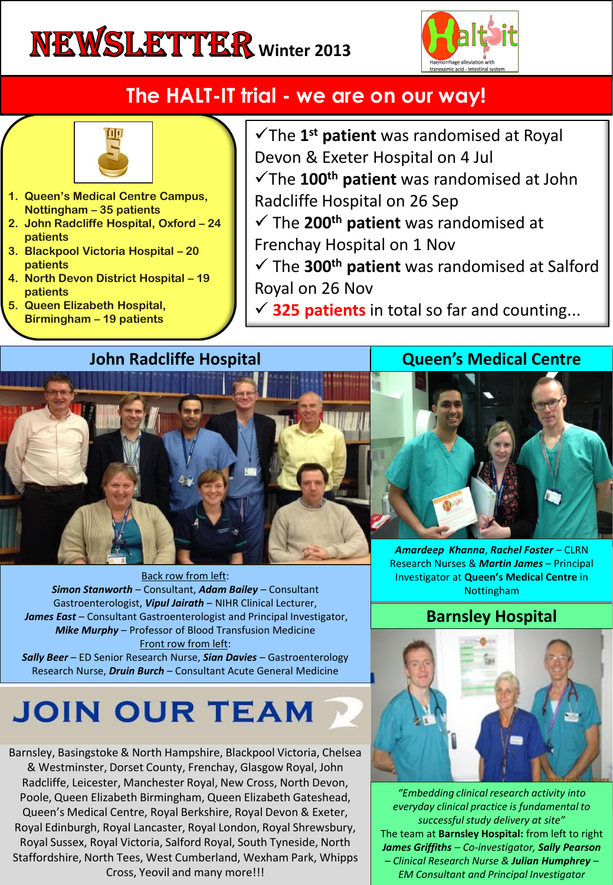# NEWSLETTER Winter 2013

HALT-IT

Haemorrhage alleviation with tranexamic acid - Intestinal system

## The HALT-IT trial - we are on our way!

TOP 5

1. Queen's Medical Centre Campus, Nottingham – 35 patients
2. John Radcliffe Hospital, Oxford – 24 patients
3. Blackpool Victoria Hospital – 20 patients
4. North Devon District Hospital – 19 patients
5. Queen Elizabeth Hospital, Birmingham – 19 patients

✓The 1st **patient** was randomised at Royal Devon & Exeter Hospital on 4 Jul

✓The 100th **patient** was randomised at John Radcliffe Hospital on 26 Sep

✓ The 200th **patient** was randomised at Frenchay Hospital on 1 Nov

✓ The 300th **patient** was randomised at Salford Royal on 26 Nov

✓ **325 patients** in total so far and counting...

## John Radcliffe Hospital

Back row from left:
***Simon Stanworth*** – Consultant, ***Adam Bailey*** – Consultant Gastroenterologist, ***Vipul Jairath*** – NIHR Clinical Lecturer, ***James East*** – Consultant Gastroenterologist and Principal Investigator, ***Mike Murphy*** – Professor of Blood Transfusion Medicine
Front row from left:
***Sally Beer*** – ED Senior Research Nurse, ***Sian Davies*** – Gastroenterology Research Nurse, ***Druin Burch*** – Consultant Acute General Medicine

## Queen's Medical Centre

***Amardeep Khanna***, ***Rachel Foster*** – CLRN Research Nurses & ***Martin James*** – Principal Investigator at **Queen's Medical Centre** in Nottingham

## JOIN OUR TEAM

Barnsley, Basingstoke & North Hampshire, Blackpool Victoria, Chelsea & Westminster, Dorset County, Frenchay, Glasgow Royal, John Radcliffe, Leicester, Manchester Royal, New Cross, North Devon, Poole, Queen Elizabeth Birmingham, Queen Elizabeth Gateshead, Queen's Medical Centre, Royal Berkshire, Royal Devon & Exeter, Royal Edinburgh, Royal Lancaster, Royal London, Royal Shrewsbury, Royal Sussex, Royal Victoria, Salford Royal, South Tyneside, North Staffordshire, North Tees, West Cumberland, Wexham Park, Whipps Cross, Yeovil and many more!!!

## Barnsley Hospital

*"Embedding clinical research activity into everyday clinical practice is fundamental to successful study delivery at site"*

The team at **Barnsley Hospital:** from left to right ***James Griffiths*** *– Co-investigator,* ***Sally Pearson*** *– Clinical Research Nurse &* ***Julian Humphrey*** *– EM Consultant and Principal Investigator*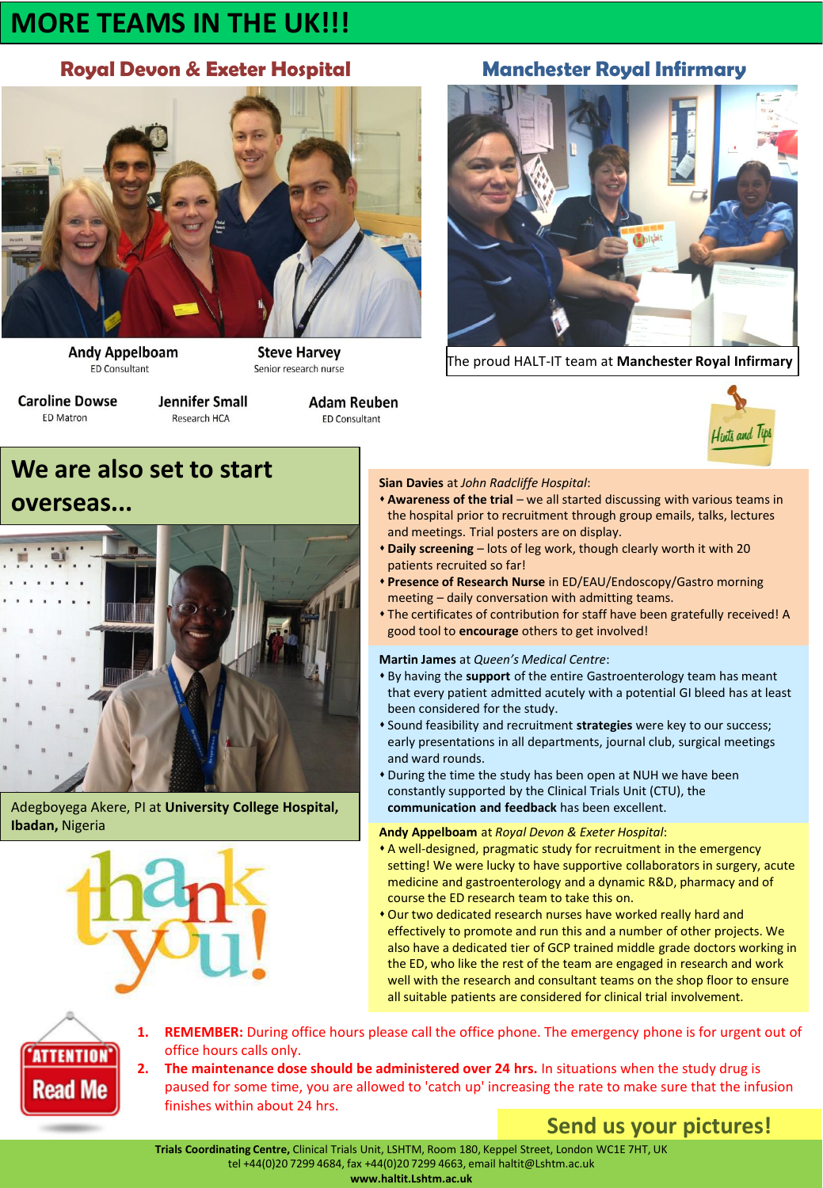# MORE TEAMS IN THE UK!!!

## Royal Devon & Exeter Hospital

**Andy Appelboam**
ED Consultant

**Steve Harvey**
Senior research nurse

**Caroline Dowse**
ED Matron

**Jennifer Small**
Research HCA

**Adam Reuben**
ED Consultant

## Manchester Royal Infirmary

The proud HALT-IT team at **Manchester Royal Infirmary**

## We are also set to start overseas...

Adegboyega Akere, PI at **University College Hospital, Ibadan,** Nigeria

thank you!

## Hints and Tips

**Sian Davies** at *John Radcliffe Hospital*:

- **Awareness of the trial** – we all started discussing with various teams in the hospital prior to recruitment through group emails, talks, lectures and meetings. Trial posters are on display.
- **Daily screening** – lots of leg work, though clearly worth it with 20 patients recruited so far!
- **Presence of Research Nurse** in ED/EAU/Endoscopy/Gastro morning meeting – daily conversation with admitting teams.
- The certificates of contribution for staff have been gratefully received! A good tool to **encourage** others to get involved!

**Martin James** at *Queen's Medical Centre*:

- By having the **support** of the entire Gastroenterology team has meant that every patient admitted acutely with a potential GI bleed has at least been considered for the study.
- Sound feasibility and recruitment **strategies** were key to our success; early presentations in all departments, journal club, surgical meetings and ward rounds.
- During the time the study has been open at NUH we have been constantly supported by the Clinical Trials Unit (CTU), the **communication and feedback** has been excellent.

**Andy Appelboam** at *Royal Devon & Exeter Hospital*:

- A well-designed, pragmatic study for recruitment in the emergency setting! We were lucky to have supportive collaborators in surgery, acute medicine and gastroenterology and a dynamic R&D, pharmacy and of course the ED research team to take this on.
- Our two dedicated research nurses have worked really hard and effectively to promote and run this and a number of other projects. We also have a dedicated tier of GCP trained middle grade doctors working in the ED, who like the rest of the team are engaged in research and work well with the research and consultant teams on the shop floor to ensure all suitable patients are considered for clinical trial involvement.

**ATTENTION Read Me**

1. **REMEMBER:** During office hours please call the office phone. The emergency phone is for urgent out of office hours calls only.
2. **The maintenance dose should be administered over 24 hrs.** In situations when the study drug is paused for some time, you are allowed to 'catch up' increasing the rate to make sure that the infusion finishes within about 24 hrs.

**Send us your pictures!**

**Trials Coordinating Centre,** Clinical Trials Unit, LSHTM, Room 180, Keppel Street, London WC1E 7HT, UK
tel +44(0)20 7299 4684, fax +44(0)20 7299 4663, email haltit@Lshtm.ac.uk
**www.haltit.Lshtm.ac.uk**